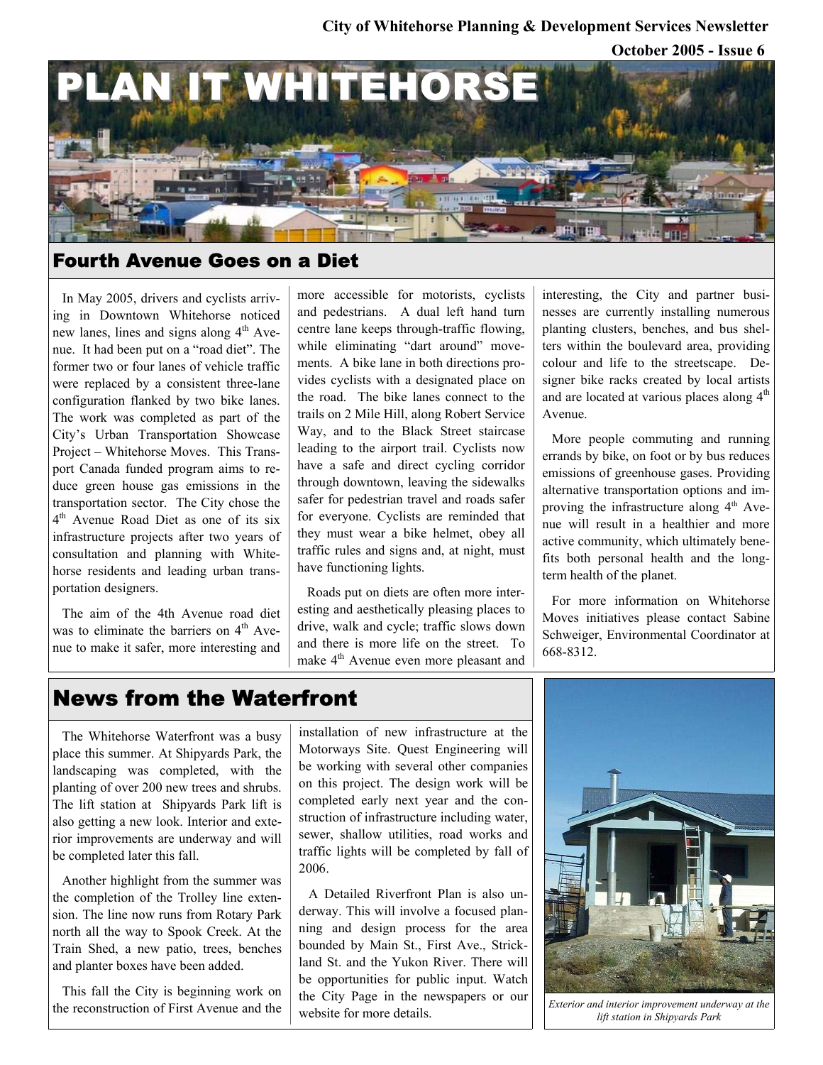City of Whitehorse Planning & Development Services Newsletter

October 2005 - Issue 6

# PLAN IT WHITEHORSE

## Fourth Avenue Goes on a Diet

In May 2005, drivers and cyclists arriving in Downtown Whitehorse noticed new lanes, lines and signs along 4th Avenue. It had been put on a "road diet". The former two or four lanes of vehicle traffic were replaced by a consistent three-lane configuration flanked by two bike lanes. The work was completed as part of the City's Urban Transportation Showcase Project – Whitehorse Moves. This Transport Canada funded program aims to reduce green house gas emissions in the transportation sector. The City chose the 4th Avenue Road Diet as one of its six infrastructure projects after two years of consultation and planning with Whitehorse residents and leading urban transportation designers.

The aim of the 4th Avenue road diet was to eliminate the barriers on 4th Avenue to make it safer, more interesting and more accessible for motorists, cyclists and pedestrians. A dual left hand turn centre lane keeps through-traffic flowing, while eliminating "dart around" movements. A bike lane in both directions provides cyclists with a designated place on the road. The bike lanes connect to the trails on 2 Mile Hill, along Robert Service Way, and to the Black Street staircase leading to the airport trail. Cyclists now have a safe and direct cycling corridor through downtown, leaving the sidewalks safer for pedestrian travel and roads safer for everyone. Cyclists are reminded that they must wear a bike helmet, obey all traffic rules and signs and, at night, must have functioning lights.

Roads put on diets are often more interesting and aesthetically pleasing places to drive, walk and cycle; traffic slows down and there is more life on the street. To make 4th Avenue even more pleasant and interesting, the City and partner businesses are currently installing numerous planting clusters, benches, and bus shelters within the boulevard area, providing colour and life to the streetscape. Designer bike racks created by local artists and are located at various places along 4th Avenue.

More people commuting and running errands by bike, on foot or by bus reduces emissions of greenhouse gases. Providing alternative transportation options and improving the infrastructure along 4th Avenue will result in a healthier and more active community, which ultimately benefits both personal health and the long-term health of the planet.

For more information on Whitehorse Moves initiatives please contact Sabine Schweiger, Environmental Coordinator at 668-8312.

## News from the Waterfront

The Whitehorse Waterfront was a busy place this summer. At Shipyards Park, the landscaping was completed, with the planting of over 200 new trees and shrubs. The lift station at Shipyards Park lift is also getting a new look. Interior and exterior improvements are underway and will be completed later this fall.

Another highlight from the summer was the completion of the Trolley line extension. The line now runs from Rotary Park north all the way to Spook Creek. At the Train Shed, a new patio, trees, benches and planter boxes have been added.

This fall the City is beginning work on the reconstruction of First Avenue and the installation of new infrastructure at the Motorways Site. Quest Engineering will be working with several other companies on this project. The design work will be completed early next year and the construction of infrastructure including water, sewer, shallow utilities, road works and traffic lights will be completed by fall of 2006.

A Detailed Riverfront Plan is also underway. This will involve a focused planning and design process for the area bounded by Main St., First Ave., Strickland St. and the Yukon River. There will be opportunities for public input. Watch the City Page in the newspapers or our website for more details.

*Exterior and interior improvement underway at the lift station in Shipyards Park*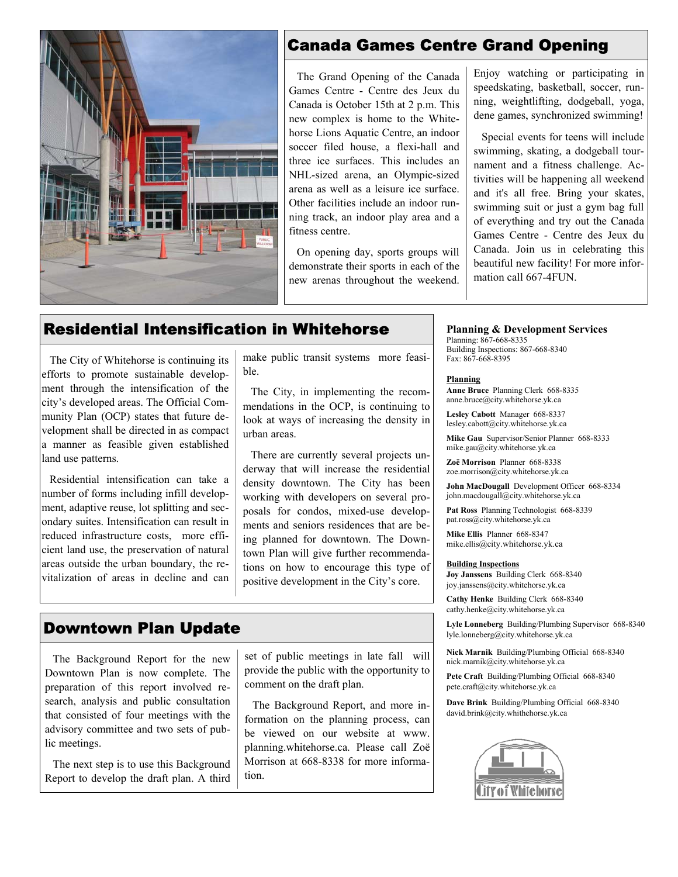## Canada Games Centre Grand Opening

The Grand Opening of the Canada Games Centre - Centre des Jeux du Canada is October 15th at 2 p.m. This new complex is home to the Whitehorse Lions Aquatic Centre, an indoor soccer filed house, a flexi-hall and three ice surfaces. This includes an NHL-sized arena, an Olympic-sized arena as well as a leisure ice surface. Other facilities include an indoor running track, an indoor play area and a fitness centre.

On opening day, sports groups will demonstrate their sports in each of the new arenas throughout the weekend. Enjoy watching or participating in speedskating, basketball, soccer, running, weightlifting, dodgeball, yoga, dene games, synchronized swimming!

Special events for teens will include swimming, skating, a dodgeball tournament and a fitness challenge. Activities will be happening all weekend and it's all free. Bring your skates, swimming suit or just a gym bag full of everything and try out the Canada Games Centre - Centre des Jeux du Canada. Join us in celebrating this beautiful new facility! For more information call 667-4FUN.

## Residential Intensification in Whitehorse

The City of Whitehorse is continuing its efforts to promote sustainable development through the intensification of the city's developed areas. The Official Community Plan (OCP) states that future development shall be directed in as compact a manner as feasible given established land use patterns.

Residential intensification can take a number of forms including infill development, adaptive reuse, lot splitting and secondary suites. Intensification can result in reduced infrastructure costs, more efficient land use, the preservation of natural areas outside the urban boundary, the revitalization of areas in decline and can make public transit systems more feasible.

The City, in implementing the recommendations in the OCP, is continuing to look at ways of increasing the density in urban areas.

There are currently several projects underway that will increase the residential density downtown. The City has been working with developers on several proposals for condos, mixed-use developments and seniors residences that are being planned for downtown. The Downtown Plan will give further recommendations on how to encourage this type of positive development in the City's core.

## Downtown Plan Update

The Background Report for the new Downtown Plan is now complete. The preparation of this report involved research, analysis and public consultation that consisted of four meetings with the advisory committee and two sets of public meetings.

The next step is to use this Background Report to develop the draft plan. A third set of public meetings in late fall will provide the public with the opportunity to comment on the draft plan.

The Background Report, and more information on the planning process, can be viewed on our website at www.planning.whitehorse.ca. Please call Zoë Morrison at 668-8338 for more information.

**Planning & Development Services**
Planning: 867-668-8335
Building Inspections: 867-668-8340
Fax: 867-668-8395

**Planning**

**Anne Bruce** Planning Clerk 668-8335
anne.bruce@city.whitehorse.yk.ca

**Lesley Cabott** Manager 668-8337
lesley.cabott@city.whitehorse.yk.ca

**Mike Gau** Supervisor/Senior Planner 668-8333
mike.gau@city.whitehorse.yk.ca

**Zoë Morrison** Planner 668-8338
zoe.morrison@city.whitehorse.yk.ca

**John MacDougall** Development Officer 668-8334
john.macdougall@city.whitehorse.yk.ca

**Pat Ross** Planning Technologist 668-8339
pat.ross@city.whitehorse.yk.ca

**Mike Ellis** Planner 668-8347
mike.ellis@city.whitehorse.yk.ca

**Building Inspections**

**Joy Janssens** Building Clerk 668-8340
joy.janssens@city.whitehorse.yk.ca

**Cathy Henke** Building Clerk 668-8340
cathy.henke@city.whitehorse.yk.ca

**Lyle Lonneberg** Building/Plumbing Supervisor 668-8340
lyle.lonneberg@city.whitehorse.yk.ca

**Nick Marnik** Building/Plumbing Official 668-8340
nick.marnik@city.whitehorse.yk.ca

**Pete Craft** Building/Plumbing Official 668-8340
pete.craft@city.whitehorse.yk.ca

**Dave Brink** Building/Plumbing Official 668-8340
david.brink@city.whithehorse.yk.ca

City of Whitehorse